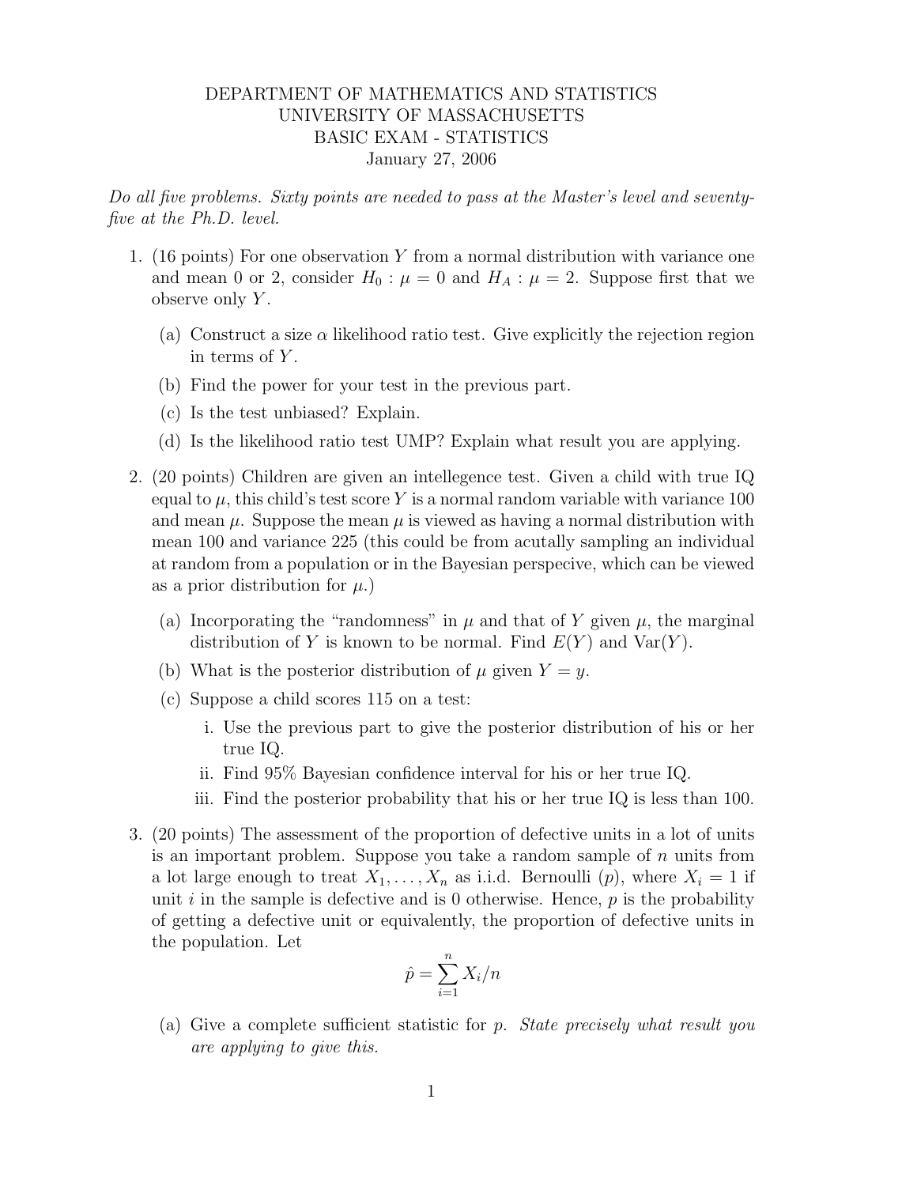DEPARTMENT OF MATHEMATICS AND STATISTICS
UNIVERSITY OF MASSACHUSETTS
BASIC EXAM - STATISTICS
January 27, 2006

*Do all five problems. Sixty points are needed to pass at the Master's level and seventy-five at the Ph.D. level.*

1. (16 points) For one observation $Y$ from a normal distribution with variance one and mean 0 or 2, consider $H_0 : \mu = 0$ and $H_A : \mu = 2$. Suppose first that we observe only $Y$.

   (a) Construct a size $\alpha$ likelihood ratio test. Give explicitly the rejection region in terms of $Y$.

   (b) Find the power for your test in the previous part.

   (c) Is the test unbiased? Explain.

   (d) Is the likelihood ratio test UMP? Explain what result you are applying.

2. (20 points) Children are given an intellegence test. Given a child with true IQ equal to $\mu$, this child's test score $Y$ is a normal random variable with variance 100 and mean $\mu$. Suppose the mean $\mu$ is viewed as having a normal distribution with mean 100 and variance 225 (this could be from acutally sampling an individual at random from a population or in the Bayesian perspecive, which can be viewed as a prior distribution for $\mu$.)

   (a) Incorporating the "randomness" in $\mu$ and that of $Y$ given $\mu$, the marginal distribution of $Y$ is known to be normal. Find $E(Y)$ and $\text{Var}(Y)$.

   (b) What is the posterior distribution of $\mu$ given $Y = y$.

   (c) Suppose a child scores 115 on a test:

      i. Use the previous part to give the posterior distribution of his or her true IQ.

      ii. Find 95% Bayesian confidence interval for his or her true IQ.

      iii. Find the posterior probability that his or her true IQ is less than 100.

3. (20 points) The assessment of the proportion of defective units in a lot of units is an important problem. Suppose you take a random sample of $n$ units from a lot large enough to treat $X_1, \ldots, X_n$ as i.i.d. Bernoulli ($p$), where $X_i = 1$ if unit $i$ in the sample is defective and is 0 otherwise. Hence, $p$ is the probability of getting a defective unit or equivalently, the proportion of defective units in the population. Let

$$\hat{p} = \sum_{i=1}^{n} X_i / n$$

   (a) Give a complete sufficient statistic for $p$. *State precisely what result you are applying to give this.*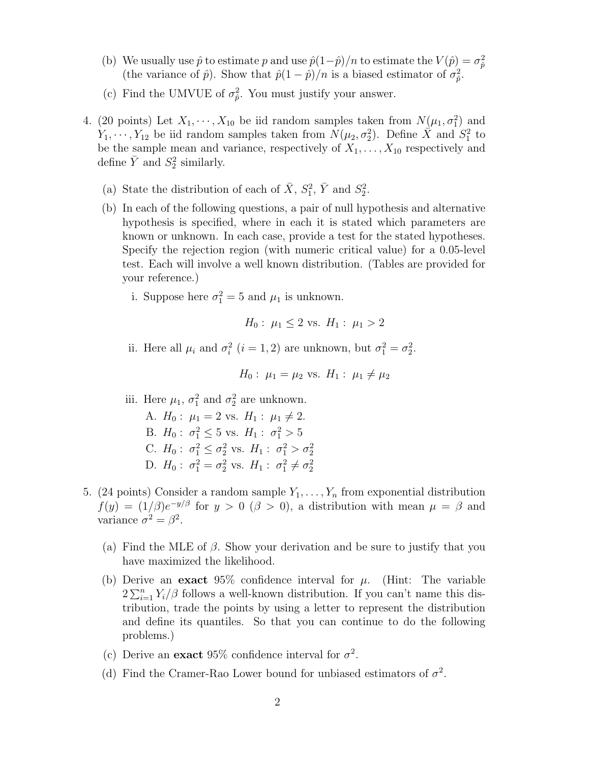(b) We usually use $\hat{p}$ to estimate $p$ and use $\hat{p}(1-\hat{p})/n$ to estimate the $V(\hat{p}) = \sigma^2_{\hat{p}}$ (the variance of $\hat{p}$). Show that $\hat{p}(1-\hat{p})/n$ is a biased estimator of $\sigma^2_{\hat{p}}$.

(c) Find the UMVUE of $\sigma^2_{\hat{p}}$. You must justify your answer.

4. (20 points) Let $X_1, \cdots, X_{10}$ be iid random samples taken from $N(\mu_1, \sigma_1^2)$ and $Y_1, \cdots, Y_{12}$ be iid random samples taken from $N(\mu_2, \sigma_2^2)$. Define $\bar{X}$ and $S_1^2$ to be the sample mean and variance, respectively of $X_1, \ldots, X_{10}$ respectively and define $\bar{Y}$ and $S_2^2$ similarly.

   (a) State the distribution of each of $\bar{X}$, $S_1^2$, $\bar{Y}$ and $S_2^2$.

   (b) In each of the following questions, a pair of null hypothesis and alternative hypothesis is specified, where in each it is stated which parameters are known or unknown. In each case, provide a test for the stated hypotheses. Specify the rejection region (with numeric critical value) for a 0.05-level test. Each will involve a well known distribution. (Tables are provided for your reference.)

      i. Suppose here $\sigma_1^2 = 5$ and $\mu_1$ is unknown.

      $$H_0: \ \mu_1 \leq 2 \text{ vs. } H_1: \ \mu_1 > 2$$

      ii. Here all $\mu_i$ and $\sigma_i^2$ $(i = 1, 2)$ are unknown, but $\sigma_1^2 = \sigma_2^2$.

      $$H_0: \ \mu_1 = \mu_2 \text{ vs. } H_1: \ \mu_1 \neq \mu_2$$

      iii. Here $\mu_1$, $\sigma_1^2$ and $\sigma_2^2$ are unknown.

      A. $H_0: \ \mu_1 = 2$ vs. $H_1: \ \mu_1 \neq 2$.

      B. $H_0: \ \sigma_1^2 \leq 5$ vs. $H_1: \ \sigma_1^2 > 5$

      C. $H_0: \ \sigma_1^2 \leq \sigma_2^2$ vs. $H_1: \ \sigma_1^2 > \sigma_2^2$

      D. $H_0: \ \sigma_1^2 = \sigma_2^2$ vs. $H_1: \ \sigma_1^2 \neq \sigma_2^2$

5. (24 points) Consider a random sample $Y_1, \ldots, Y_n$ from exponential distribution $f(y) = (1/\beta)e^{-y/\beta}$ for $y > 0$ $(\beta > 0)$, a distribution with mean $\mu = \beta$ and variance $\sigma^2 = \beta^2$.

   (a) Find the MLE of $\beta$. Show your derivation and be sure to justify that you have maximized the likelihood.

   (b) Derive an **exact** 95% confidence interval for $\mu$. (Hint: The variable $2\sum_{i=1}^{n} Y_i/\beta$ follows a well-known distribution. If you can't name this distribution, trade the points by using a letter to represent the distribution and define its quantiles. So that you can continue to do the following problems.)

   (c) Derive an **exact** 95% confidence interval for $\sigma^2$.

   (d) Find the Cramer-Rao Lower bound for unbiased estimators of $\sigma^2$.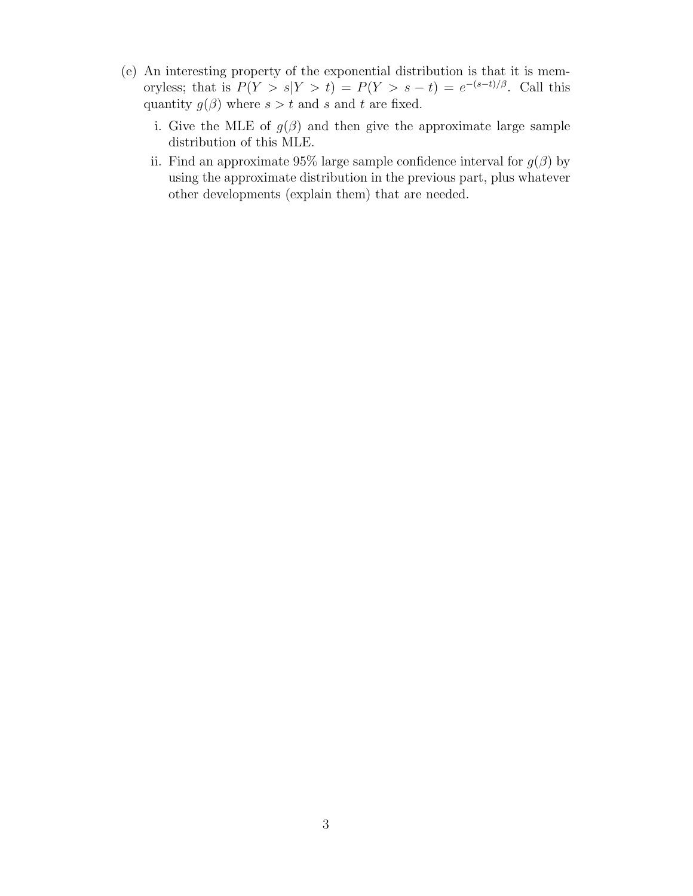(e) An interesting property of the exponential distribution is that it is memoryless; that is $P(Y > s|Y > t) = P(Y > s - t) = e^{-(s-t)/\beta}$. Call this quantity $g(\beta)$ where $s > t$ and $s$ and $t$ are fixed.

i. Give the MLE of $g(\beta)$ and then give the approximate large sample distribution of this MLE.

ii. Find an approximate 95% large sample confidence interval for $g(\beta)$ by using the approximate distribution in the previous part, plus whatever other developments (explain them) that are needed.